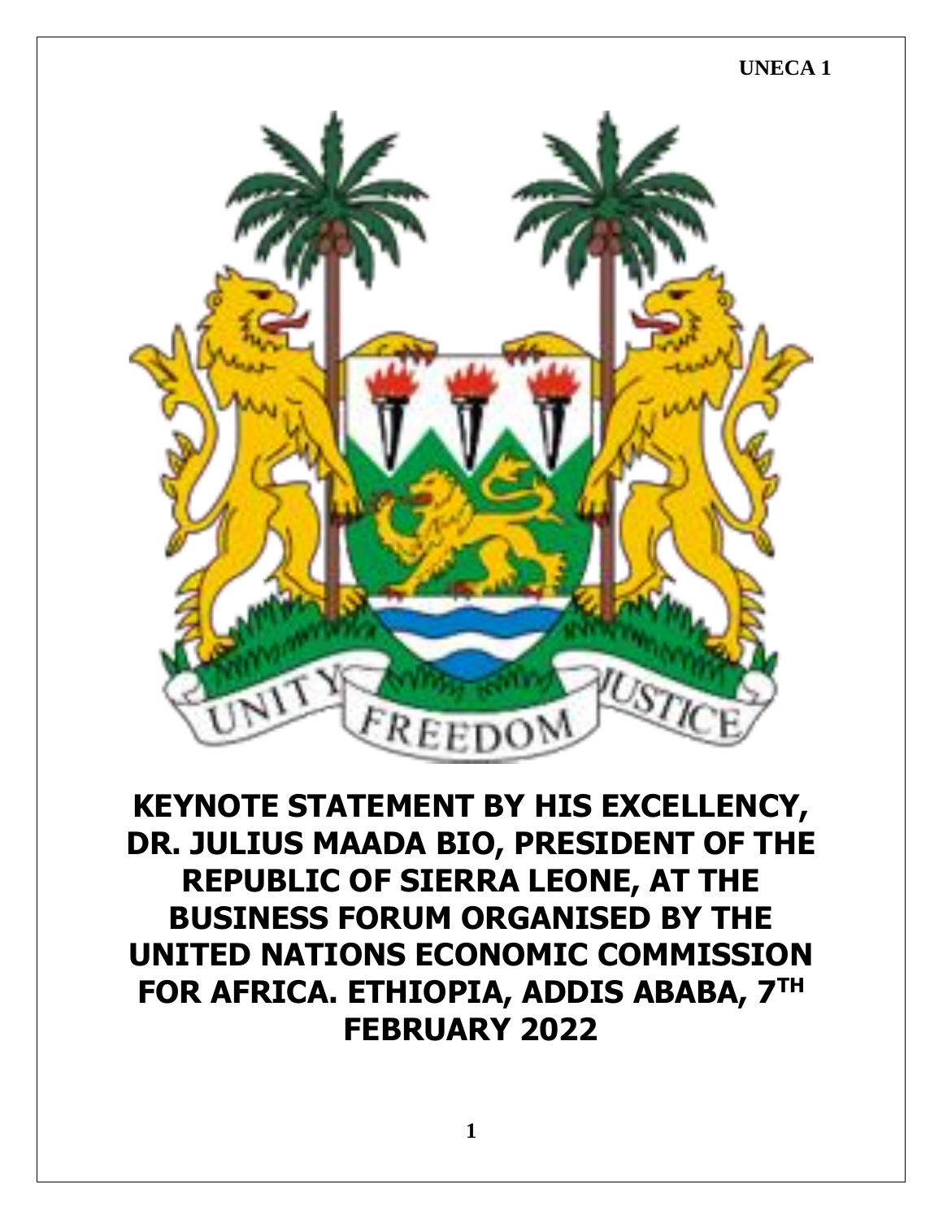# KEYNOTE STATEMENT BY HIS EXCELLENCY, DR. JULIUS MAADA BIO, PRESIDENT OF THE REPUBLIC OF SIERRA LEONE, AT THE BUSINESS FORUM ORGANISED BY THE UNITED NATIONS ECONOMIC COMMISSION FOR AFRICA. ETHIOPIA, ADDIS ABABA, 7TH FEBRUARY 2022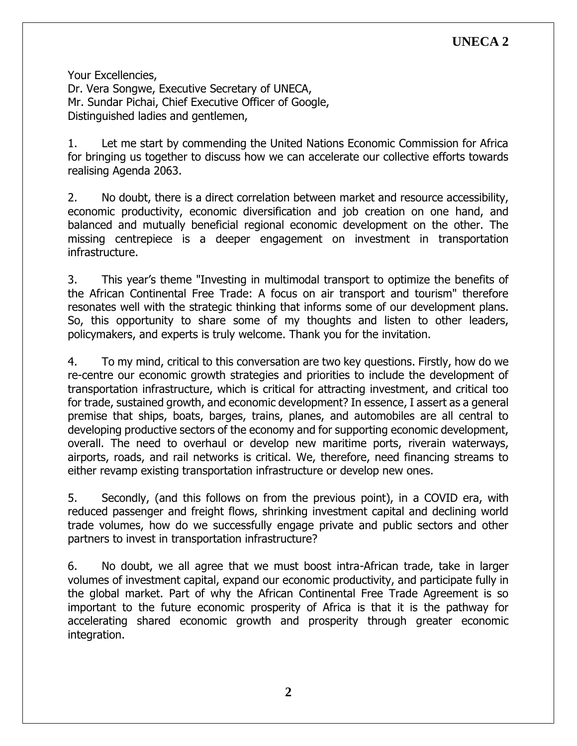Your Excellencies,
Dr. Vera Songwe, Executive Secretary of UNECA,
Mr. Sundar Pichai, Chief Executive Officer of Google,
Distinguished ladies and gentlemen,

1. Let me start by commending the United Nations Economic Commission for Africa for bringing us together to discuss how we can accelerate our collective efforts towards realising Agenda 2063.

2. No doubt, there is a direct correlation between market and resource accessibility, economic productivity, economic diversification and job creation on one hand, and balanced and mutually beneficial regional economic development on the other. The missing centrepiece is a deeper engagement on investment in transportation infrastructure.

3. This year's theme "Investing in multimodal transport to optimize the benefits of the African Continental Free Trade: A focus on air transport and tourism" therefore resonates well with the strategic thinking that informs some of our development plans. So, this opportunity to share some of my thoughts and listen to other leaders, policymakers, and experts is truly welcome. Thank you for the invitation.

4. To my mind, critical to this conversation are two key questions. Firstly, how do we re-centre our economic growth strategies and priorities to include the development of transportation infrastructure, which is critical for attracting investment, and critical too for trade, sustained growth, and economic development? In essence, I assert as a general premise that ships, boats, barges, trains, planes, and automobiles are all central to developing productive sectors of the economy and for supporting economic development, overall. The need to overhaul or develop new maritime ports, riverain waterways, airports, roads, and rail networks is critical. We, therefore, need financing streams to either revamp existing transportation infrastructure or develop new ones.

5. Secondly, (and this follows on from the previous point), in a COVID era, with reduced passenger and freight flows, shrinking investment capital and declining world trade volumes, how do we successfully engage private and public sectors and other partners to invest in transportation infrastructure?

6. No doubt, we all agree that we must boost intra-African trade, take in larger volumes of investment capital, expand our economic productivity, and participate fully in the global market. Part of why the African Continental Free Trade Agreement is so important to the future economic prosperity of Africa is that it is the pathway for accelerating shared economic growth and prosperity through greater economic integration.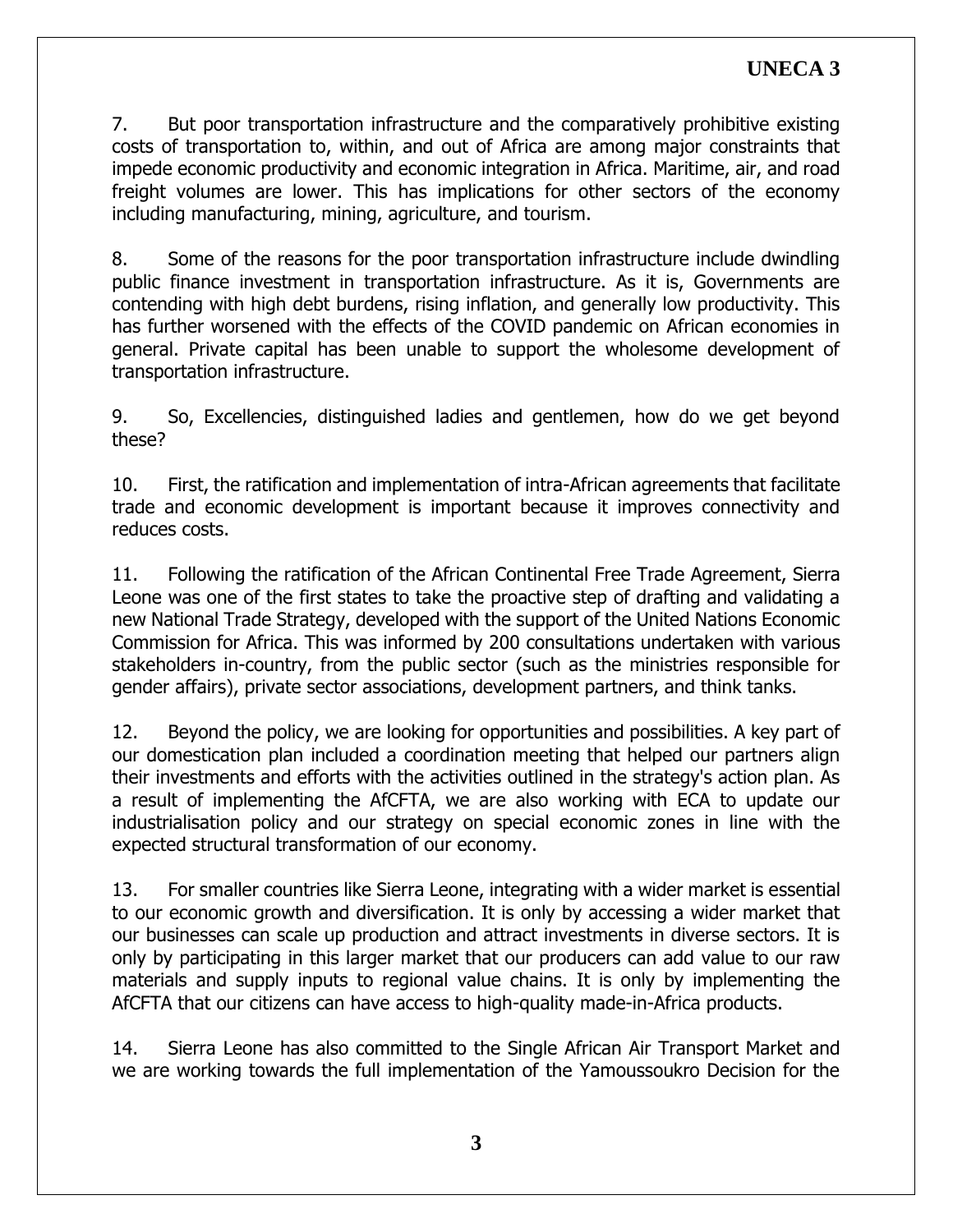7. But poor transportation infrastructure and the comparatively prohibitive existing costs of transportation to, within, and out of Africa are among major constraints that impede economic productivity and economic integration in Africa. Maritime, air, and road freight volumes are lower. This has implications for other sectors of the economy including manufacturing, mining, agriculture, and tourism.

8. Some of the reasons for the poor transportation infrastructure include dwindling public finance investment in transportation infrastructure. As it is, Governments are contending with high debt burdens, rising inflation, and generally low productivity. This has further worsened with the effects of the COVID pandemic on African economies in general. Private capital has been unable to support the wholesome development of transportation infrastructure.

9. So, Excellencies, distinguished ladies and gentlemen, how do we get beyond these?

10. First, the ratification and implementation of intra-African agreements that facilitate trade and economic development is important because it improves connectivity and reduces costs.

11. Following the ratification of the African Continental Free Trade Agreement, Sierra Leone was one of the first states to take the proactive step of drafting and validating a new National Trade Strategy, developed with the support of the United Nations Economic Commission for Africa. This was informed by 200 consultations undertaken with various stakeholders in-country, from the public sector (such as the ministries responsible for gender affairs), private sector associations, development partners, and think tanks.

12. Beyond the policy, we are looking for opportunities and possibilities. A key part of our domestication plan included a coordination meeting that helped our partners align their investments and efforts with the activities outlined in the strategy's action plan. As a result of implementing the AfCFTA, we are also working with ECA to update our industrialisation policy and our strategy on special economic zones in line with the expected structural transformation of our economy.

13. For smaller countries like Sierra Leone, integrating with a wider market is essential to our economic growth and diversification. It is only by accessing a wider market that our businesses can scale up production and attract investments in diverse sectors. It is only by participating in this larger market that our producers can add value to our raw materials and supply inputs to regional value chains. It is only by implementing the AfCFTA that our citizens can have access to high-quality made-in-Africa products.

14. Sierra Leone has also committed to the Single African Air Transport Market and we are working towards the full implementation of the Yamoussoukro Decision for the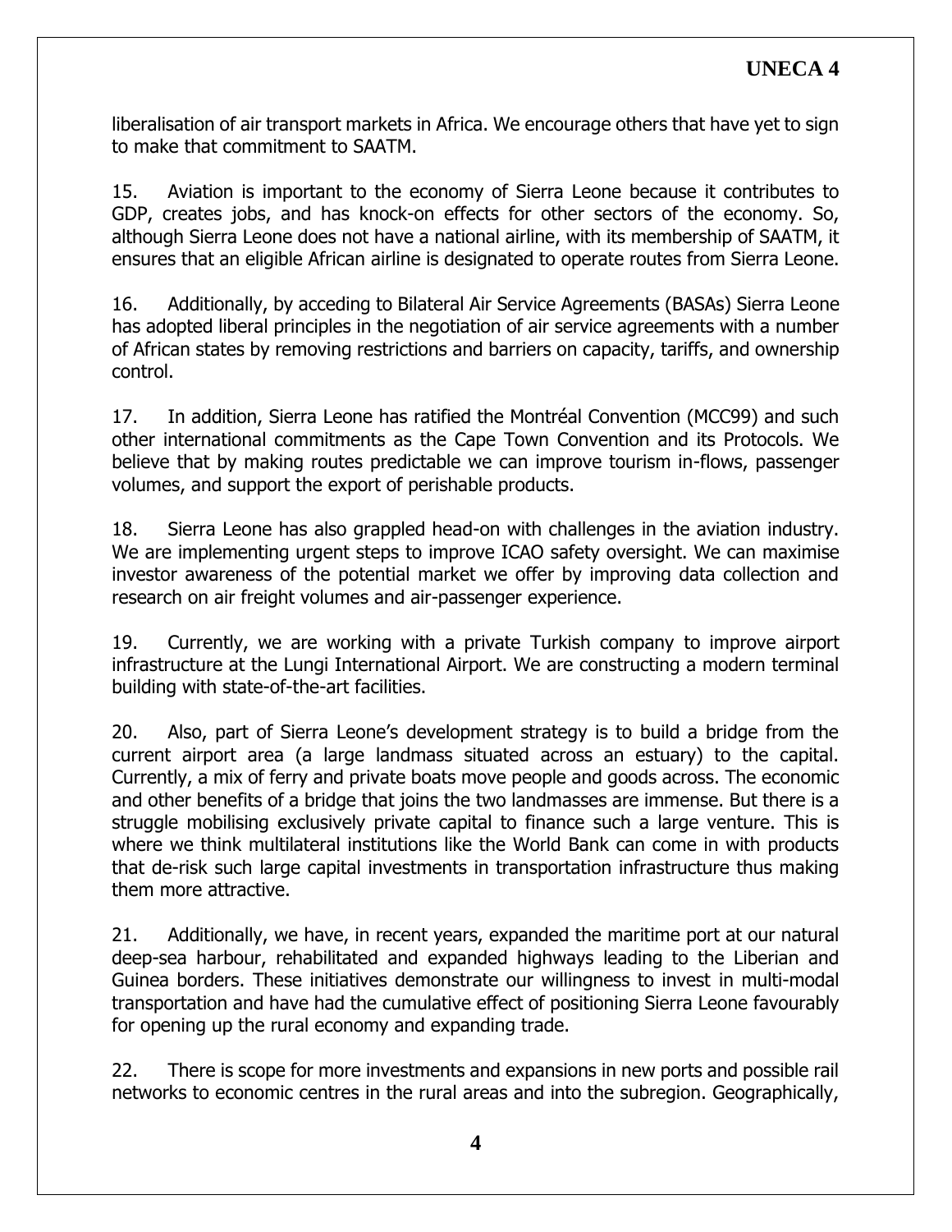liberalisation of air transport markets in Africa. We encourage others that have yet to sign to make that commitment to SAATM.

15. Aviation is important to the economy of Sierra Leone because it contributes to GDP, creates jobs, and has knock-on effects for other sectors of the economy. So, although Sierra Leone does not have a national airline, with its membership of SAATM, it ensures that an eligible African airline is designated to operate routes from Sierra Leone.

16. Additionally, by acceding to Bilateral Air Service Agreements (BASAs) Sierra Leone has adopted liberal principles in the negotiation of air service agreements with a number of African states by removing restrictions and barriers on capacity, tariffs, and ownership control.

17. In addition, Sierra Leone has ratified the Montréal Convention (MCC99) and such other international commitments as the Cape Town Convention and its Protocols. We believe that by making routes predictable we can improve tourism in-flows, passenger volumes, and support the export of perishable products.

18. Sierra Leone has also grappled head-on with challenges in the aviation industry. We are implementing urgent steps to improve ICAO safety oversight. We can maximise investor awareness of the potential market we offer by improving data collection and research on air freight volumes and air-passenger experience.

19. Currently, we are working with a private Turkish company to improve airport infrastructure at the Lungi International Airport. We are constructing a modern terminal building with state-of-the-art facilities.

20. Also, part of Sierra Leone's development strategy is to build a bridge from the current airport area (a large landmass situated across an estuary) to the capital. Currently, a mix of ferry and private boats move people and goods across. The economic and other benefits of a bridge that joins the two landmasses are immense. But there is a struggle mobilising exclusively private capital to finance such a large venture. This is where we think multilateral institutions like the World Bank can come in with products that de-risk such large capital investments in transportation infrastructure thus making them more attractive.

21. Additionally, we have, in recent years, expanded the maritime port at our natural deep-sea harbour, rehabilitated and expanded highways leading to the Liberian and Guinea borders. These initiatives demonstrate our willingness to invest in multi-modal transportation and have had the cumulative effect of positioning Sierra Leone favourably for opening up the rural economy and expanding trade.

22. There is scope for more investments and expansions in new ports and possible rail networks to economic centres in the rural areas and into the subregion. Geographically,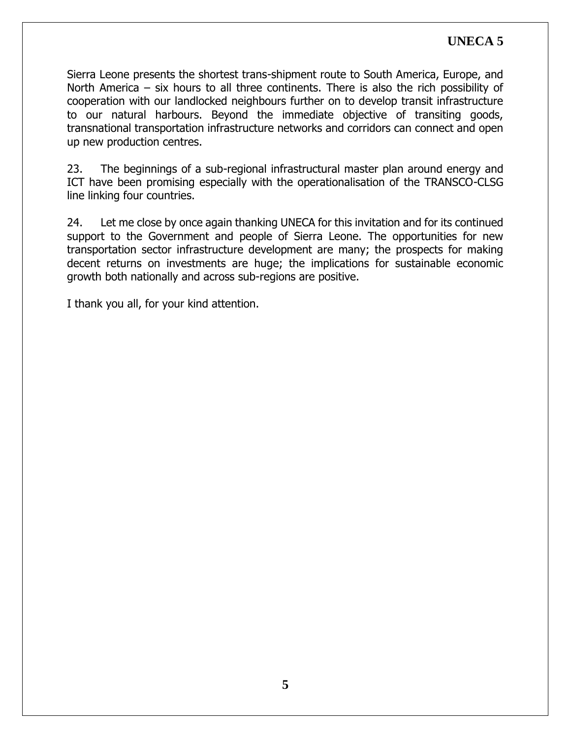Sierra Leone presents the shortest trans-shipment route to South America, Europe, and North America – six hours to all three continents. There is also the rich possibility of cooperation with our landlocked neighbours further on to develop transit infrastructure to our natural harbours. Beyond the immediate objective of transiting goods, transnational transportation infrastructure networks and corridors can connect and open up new production centres.

23. The beginnings of a sub-regional infrastructural master plan around energy and ICT have been promising especially with the operationalisation of the TRANSCO-CLSG line linking four countries.

24. Let me close by once again thanking UNECA for this invitation and for its continued support to the Government and people of Sierra Leone. The opportunities for new transportation sector infrastructure development are many; the prospects for making decent returns on investments are huge; the implications for sustainable economic growth both nationally and across sub-regions are positive.

I thank you all, for your kind attention.